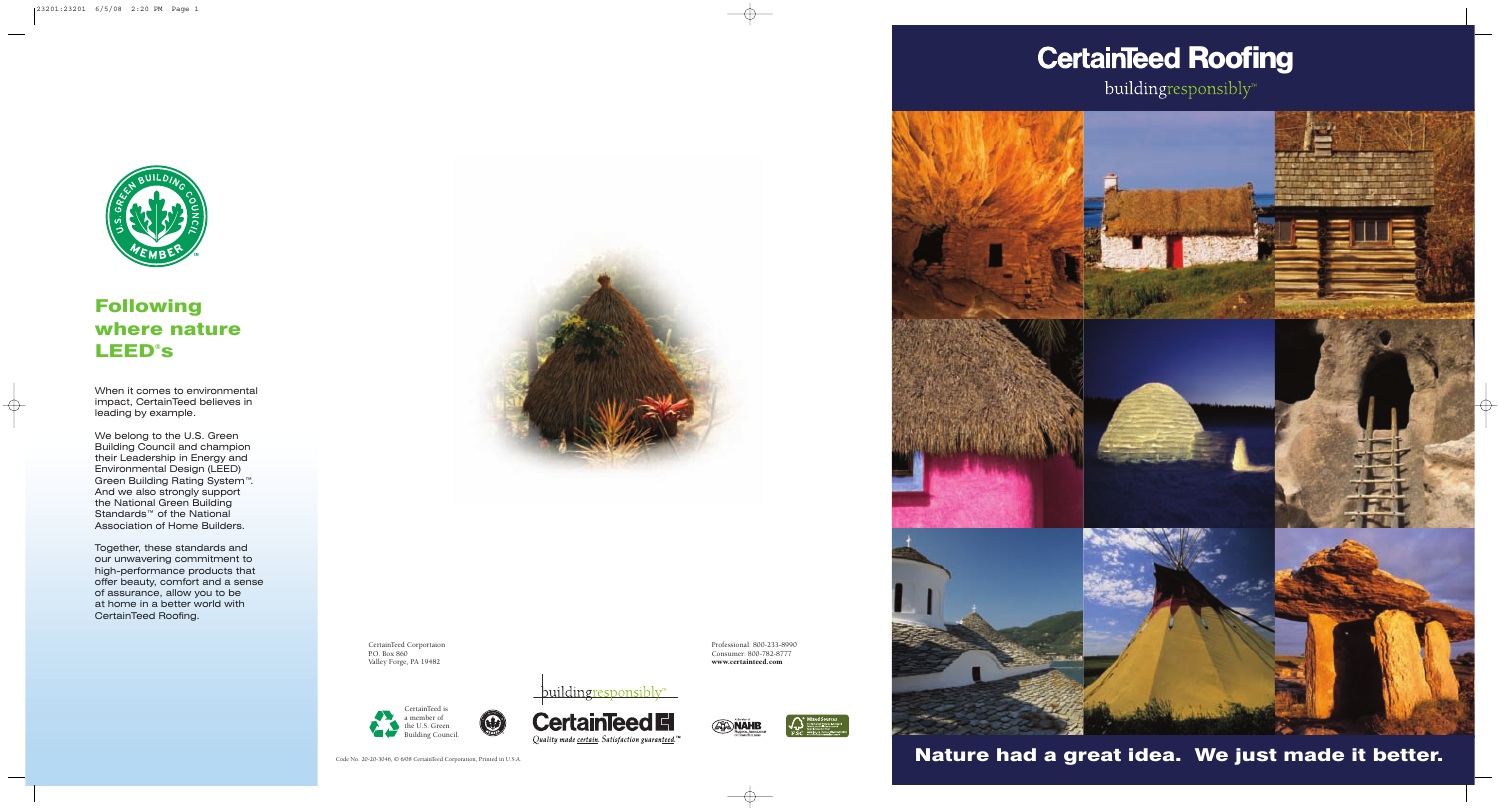# Following where nature LEED®s

When it comes to environmental impact, CertainTeed believes in leading by example.

We belong to the U.S. Green Building Council and champion their Leadership in Energy and Environmental Design (LEED) Green Building Rating System™. And we also strongly support the National Green Building Standards™ of the National Association of Home Builders.

Together, these standards and our unwavering commitment to high-performance products that offer beauty, comfort and a sense of assurance, allow you to be at home in a better world with CertainTeed Roofing.

CertainTeed Corportaion
P.O. Box 860
Valley Forge, PA 19482

Professional: 800-233-8990
Consumer: 800-782-8777
**www.certainteed.com**

CertainTeed is a member of the U.S. Green Building Council.

buildingresponsibly℠

CertainTeed

*Quality made certain. Satisfaction guaranteed.*™

Code No. 20-20-3046, © 6/08 CertainTeed Corporation, Printed in U.S.A.

# CertainTeed Roofing

buildingresponsibly℠

## Nature had a great idea. We just made it better.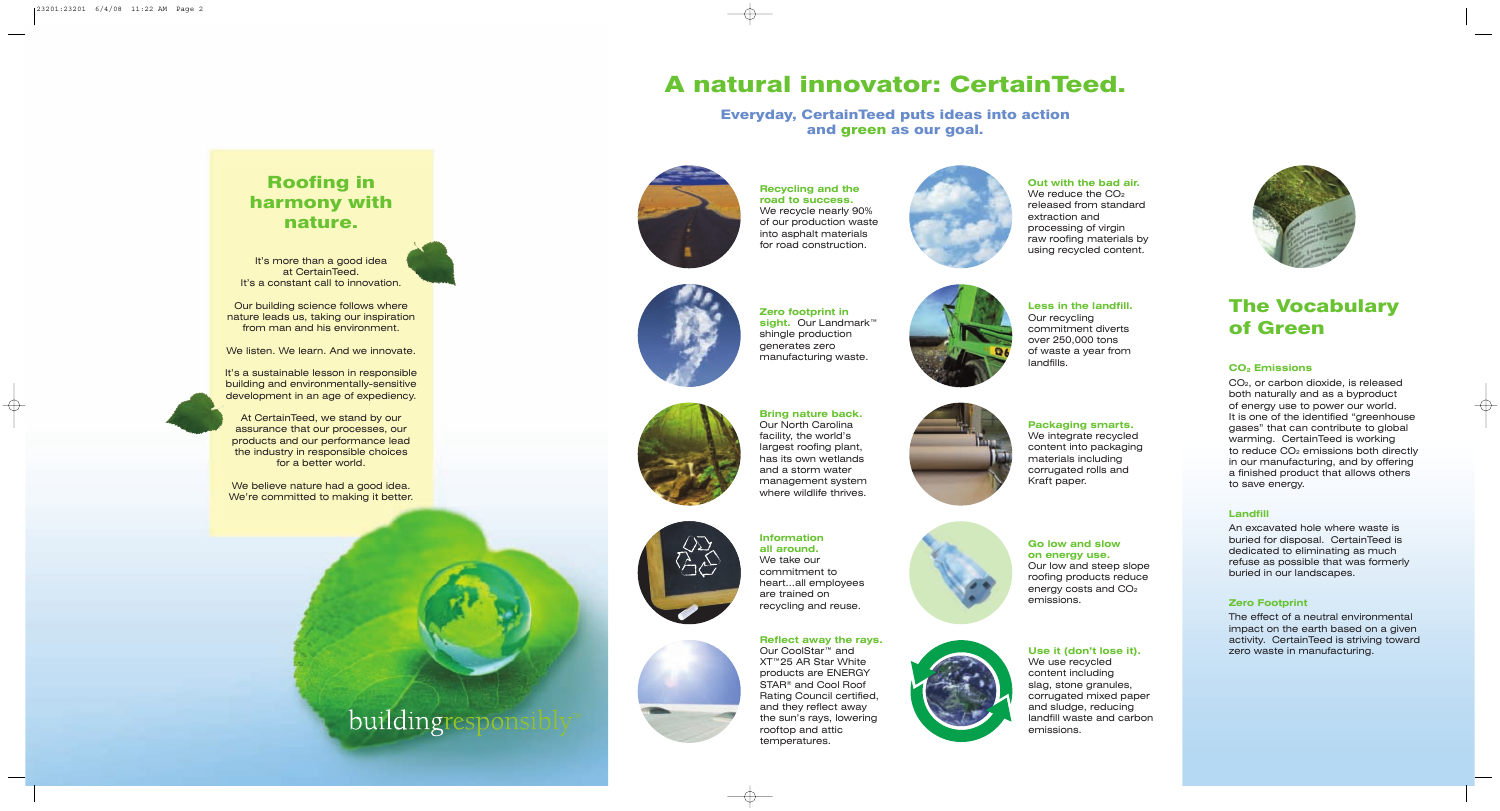## Roofing in harmony with nature.

It's more than a good idea at CertainTeed.
It's a constant call to innovation.

Our building science follows where nature leads us, taking our inspiration from man and his environment.

We listen. We learn. And we innovate.

It's a sustainable lesson in responsible building and environmentally-sensitive development in an age of expediency.

At CertainTeed, we stand by our assurance that our processes, our products and our performance lead the industry in responsible choices for a better world.

We believe nature had a good idea. We're committed to making it better.

buildingresponsibly™

# A natural innovator: CertainTeed.

### Everyday, CertainTeed puts ideas into action and green as our goal.

**Recycling and the road to success.** We recycle nearly 90% of our production waste into asphalt materials for road construction.

**Zero footprint in sight.** Our Landmark™ shingle production generates zero manufacturing waste.

**Bring nature back.** Our North Carolina facility, the world's largest roofing plant, has its own wetlands and a storm water management system where wildlife thrives.

**Information all around.** We take our commitment to heart...all employees are trained on recycling and reuse.

**Reflect away the rays.** Our CoolStar™ and XT™25 AR Star White products are ENERGY STAR® and Cool Roof Rating Council certified, and they reflect away the sun's rays, lowering rooftop and attic temperatures.

**Out with the bad air.** We reduce the $CO_2$ released from standard extraction and processing of virgin raw roofing materials by using recycled content.

**Less in the landfill.** Our recycling commitment diverts over 250,000 tons of waste a year from landfills.

**Packaging smarts.** We integrate recycled content into packaging materials including corrugated rolls and Kraft paper.

**Go low and slow on energy use.** Our low and steep slope roofing products reduce energy costs and $CO_2$ emissions.

**Use it (don't lose it).** We use recycled content including slag, stone granules, corrugated mixed paper and sludge, reducing landfill waste and carbon emissions.

## The Vocabulary of Green

### $CO_2$ Emissions

$CO_2$, or carbon dioxide, is released both naturally and as a byproduct of energy use to power our world. It is one of the identified "greenhouse gases" that can contribute to global warming. CertainTeed is working to reduce $CO_2$ emissions both directly in our manufacturing, and by offering a finished product that allows others to save energy.

### Landfill

An excavated hole where waste is buried for disposal. CertainTeed is dedicated to eliminating as much refuse as possible that was formerly buried in our landscapes.

### Zero Footprint

The effect of a neutral environmental impact on the earth based on a given activity. CertainTeed is striving toward zero waste in manufacturing.